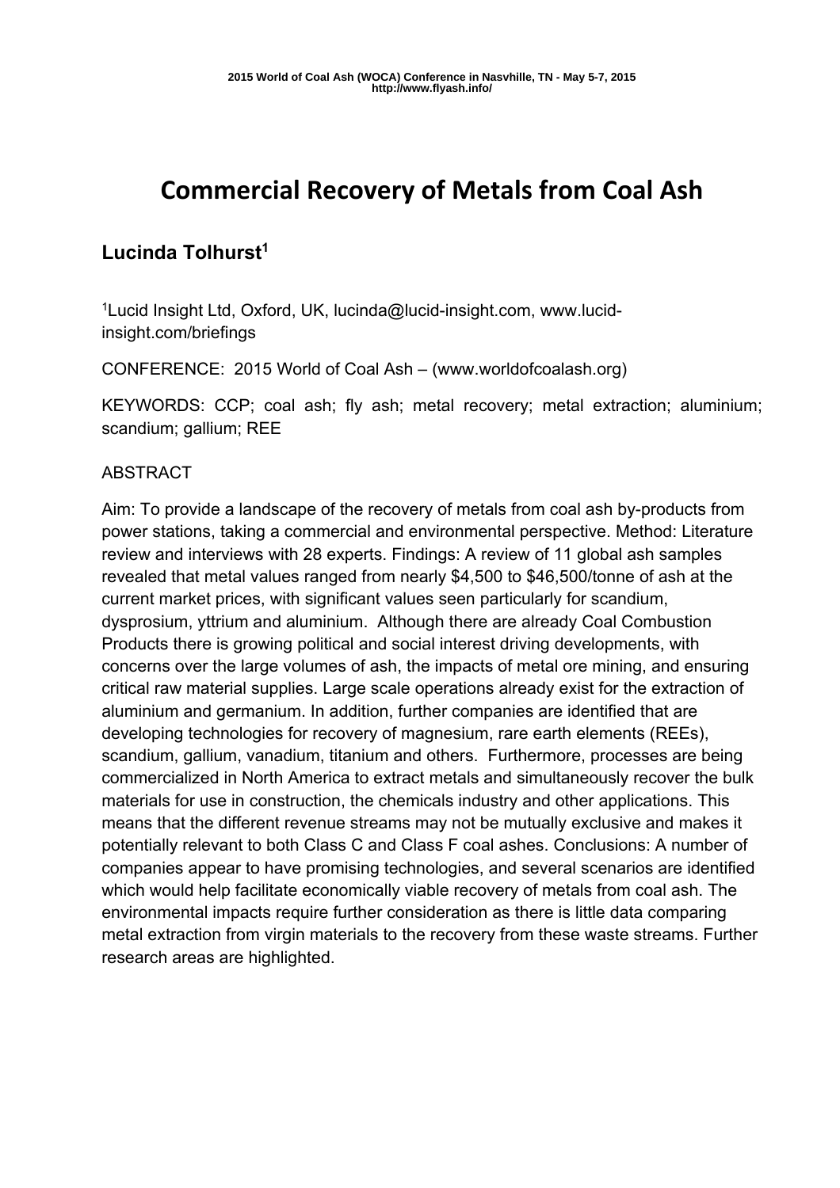# Commercial Recovery of Metals from Coal Ash

## Lucinda Tolhurst[1]

[1]Lucid Insight Ltd, Oxford, UK, lucinda@lucid-insight.com, www.lucid-insight.com/briefings

CONFERENCE: 2015 World of Coal Ash – (www.worldofcoalash.org)

KEYWORDS: CCP; coal ash; fly ash; metal recovery; metal extraction; aluminium; scandium; gallium; REE

ABSTRACT

Aim: To provide a landscape of the recovery of metals from coal ash by-products from power stations, taking a commercial and environmental perspective. Method: Literature review and interviews with 28 experts. Findings: A review of 11 global ash samples revealed that metal values ranged from nearly $4,500 to $46,500/tonne of ash at the current market prices, with significant values seen particularly for scandium, dysprosium, yttrium and aluminium. Although there are already Coal Combustion Products there is growing political and social interest driving developments, with concerns over the large volumes of ash, the impacts of metal ore mining, and ensuring critical raw material supplies. Large scale operations already exist for the extraction of aluminium and germanium. In addition, further companies are identified that are developing technologies for recovery of magnesium, rare earth elements (REEs), scandium, gallium, vanadium, titanium and others. Furthermore, processes are being commercialized in North America to extract metals and simultaneously recover the bulk materials for use in construction, the chemicals industry and other applications. This means that the different revenue streams may not be mutually exclusive and makes it potentially relevant to both Class C and Class F coal ashes. Conclusions: A number of companies appear to have promising technologies, and several scenarios are identified which would help facilitate economically viable recovery of metals from coal ash. The environmental impacts require further consideration as there is little data comparing metal extraction from virgin materials to the recovery from these waste streams. Further research areas are highlighted.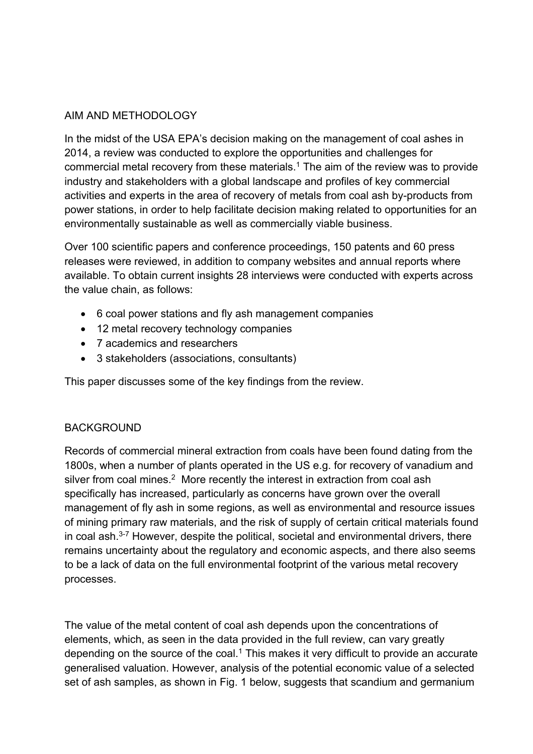## AIM AND METHODOLOGY

In the midst of the USA EPA's decision making on the management of coal ashes in 2014, a review was conducted to explore the opportunities and challenges for commercial metal recovery from these materials.[1] The aim of the review was to provide industry and stakeholders with a global landscape and profiles of key commercial activities and experts in the area of recovery of metals from coal ash by-products from power stations, in order to help facilitate decision making related to opportunities for an environmentally sustainable as well as commercially viable business.

Over 100 scientific papers and conference proceedings, 150 patents and 60 press releases were reviewed, in addition to company websites and annual reports where available. To obtain current insights 28 interviews were conducted with experts across the value chain, as follows:

- 6 coal power stations and fly ash management companies
- 12 metal recovery technology companies
- 7 academics and researchers
- 3 stakeholders (associations, consultants)

This paper discusses some of the key findings from the review.

## BACKGROUND

Records of commercial mineral extraction from coals have been found dating from the 1800s, when a number of plants operated in the US e.g. for recovery of vanadium and silver from coal mines.[2] More recently the interest in extraction from coal ash specifically has increased, particularly as concerns have grown over the overall management of fly ash in some regions, as well as environmental and resource issues of mining primary raw materials, and the risk of supply of certain critical materials found in coal ash.[3-7] However, despite the political, societal and environmental drivers, there remains uncertainty about the regulatory and economic aspects, and there also seems to be a lack of data on the full environmental footprint of the various metal recovery processes.

The value of the metal content of coal ash depends upon the concentrations of elements, which, as seen in the data provided in the full review, can vary greatly depending on the source of the coal.[1] This makes it very difficult to provide an accurate generalised valuation. However, analysis of the potential economic value of a selected set of ash samples, as shown in Fig. 1 below, suggests that scandium and germanium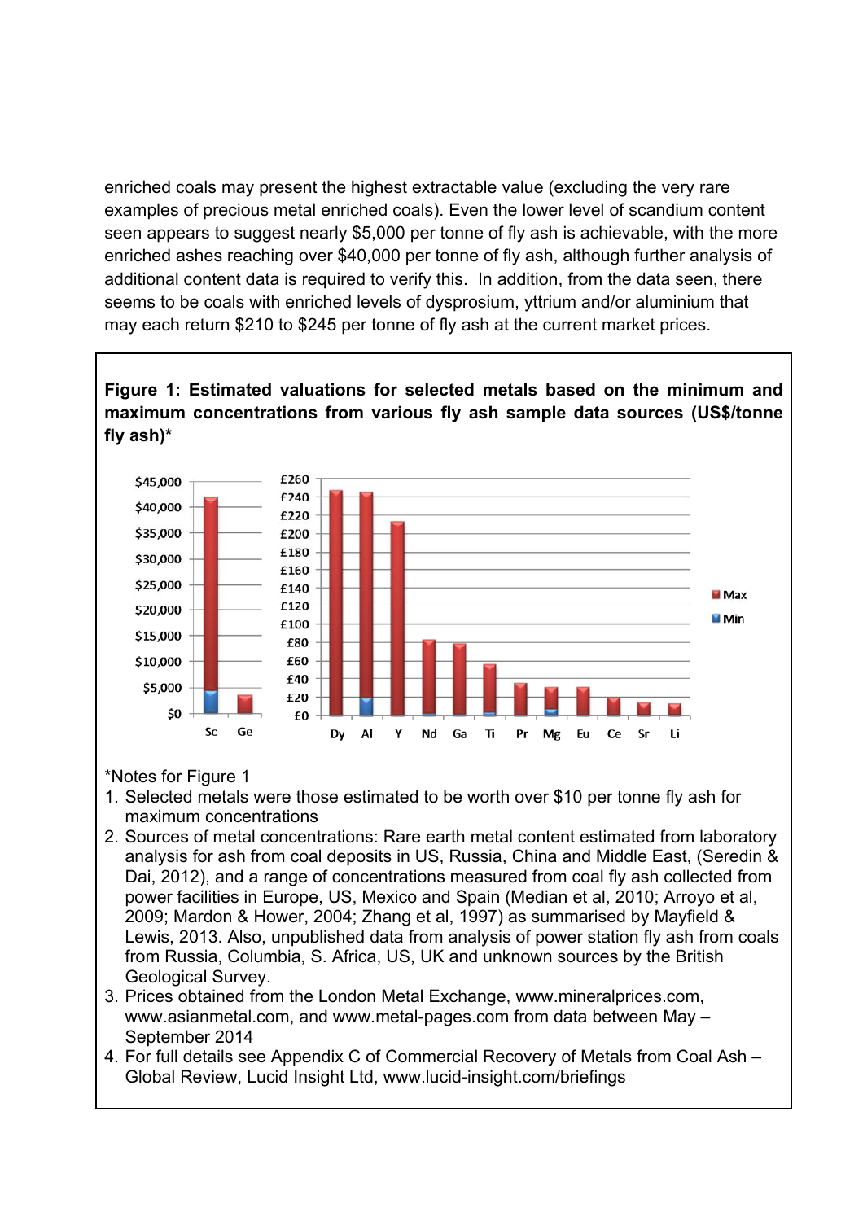enriched coals may present the highest extractable value (excluding the very rare examples of precious metal enriched coals). Even the lower level of scandium content seen appears to suggest nearly $5,000 per tonne of fly ash is achievable, with the more enriched ashes reaching over $40,000 per tonne of fly ash, although further analysis of additional content data is required to verify this. In addition, from the data seen, there seems to be coals with enriched levels of dysprosium, yttrium and/or aluminium that may each return $210 to $245 per tonne of fly ash at the current market prices.

**Figure 1: Estimated valuations for selected metals based on the minimum and maximum concentrations from various fly ash sample data sources (US$/tonne fly ash)***

*Notes for Figure 1

1. Selected metals were those estimated to be worth over $10 per tonne fly ash for maximum concentrations
2. Sources of metal concentrations: Rare earth metal content estimated from laboratory analysis for ash from coal deposits in US, Russia, China and Middle East, (Seredin & Dai, 2012), and a range of concentrations measured from coal fly ash collected from power facilities in Europe, US, Mexico and Spain (Median et al, 2010; Arroyo et al, 2009; Mardon & Hower, 2004; Zhang et al, 1997) as summarised by Mayfield & Lewis, 2013. Also, unpublished data from analysis of power station fly ash from coals from Russia, Columbia, S. Africa, US, UK and unknown sources by the British Geological Survey.
3. Prices obtained from the London Metal Exchange, www.mineralprices.com, www.asianmetal.com, and www.metal-pages.com from data between May – September 2014
4. For full details see Appendix C of Commercial Recovery of Metals from Coal Ash – Global Review, Lucid Insight Ltd, www.lucid-insight.com/briefings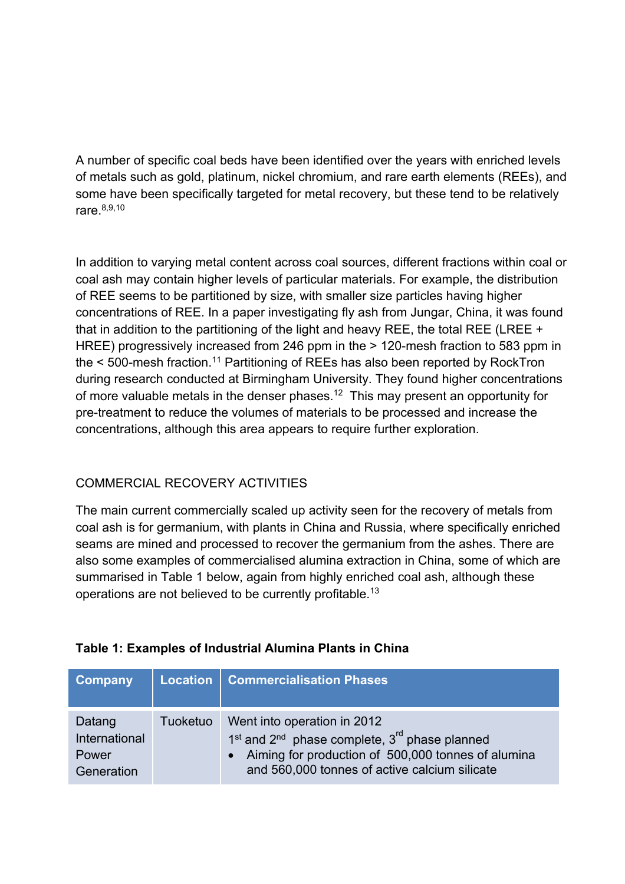A number of specific coal beds have been identified over the years with enriched levels of metals such as gold, platinum, nickel chromium, and rare earth elements (REEs), and some have been specifically targeted for metal recovery, but these tend to be relatively rare.[8,9,10]

In addition to varying metal content across coal sources, different fractions within coal or coal ash may contain higher levels of particular materials. For example, the distribution of REE seems to be partitioned by size, with smaller size particles having higher concentrations of REE. In a paper investigating fly ash from Jungar, China, it was found that in addition to the partitioning of the light and heavy REE, the total REE (LREE + HREE) progressively increased from 246 ppm in the > 120-mesh fraction to 583 ppm in the < 500-mesh fraction.[11] Partitioning of REEs has also been reported by RockTron during research conducted at Birmingham University. They found higher concentrations of more valuable metals in the denser phases.[12] This may present an opportunity for pre-treatment to reduce the volumes of materials to be processed and increase the concentrations, although this area appears to require further exploration.

## COMMERCIAL RECOVERY ACTIVITIES

The main current commercially scaled up activity seen for the recovery of metals from coal ash is for germanium, with plants in China and Russia, where specifically enriched seams are mined and processed to recover the germanium from the ashes. There are also some examples of commercialised alumina extraction in China, some of which are summarised in Table 1 below, again from highly enriched coal ash, although these operations are not believed to be currently profitable.[13]

**Table 1: Examples of Industrial Alumina Plants in China**

| Company | Location | Commercialisation Phases |
|---|---|---|
| Datang International Power Generation | Tuoketuo | Went into operation in 2012<br>1st and 2nd phase complete, 3rd phase planned<br>• Aiming for production of 500,000 tonnes of alumina and 560,000 tonnes of active calcium silicate |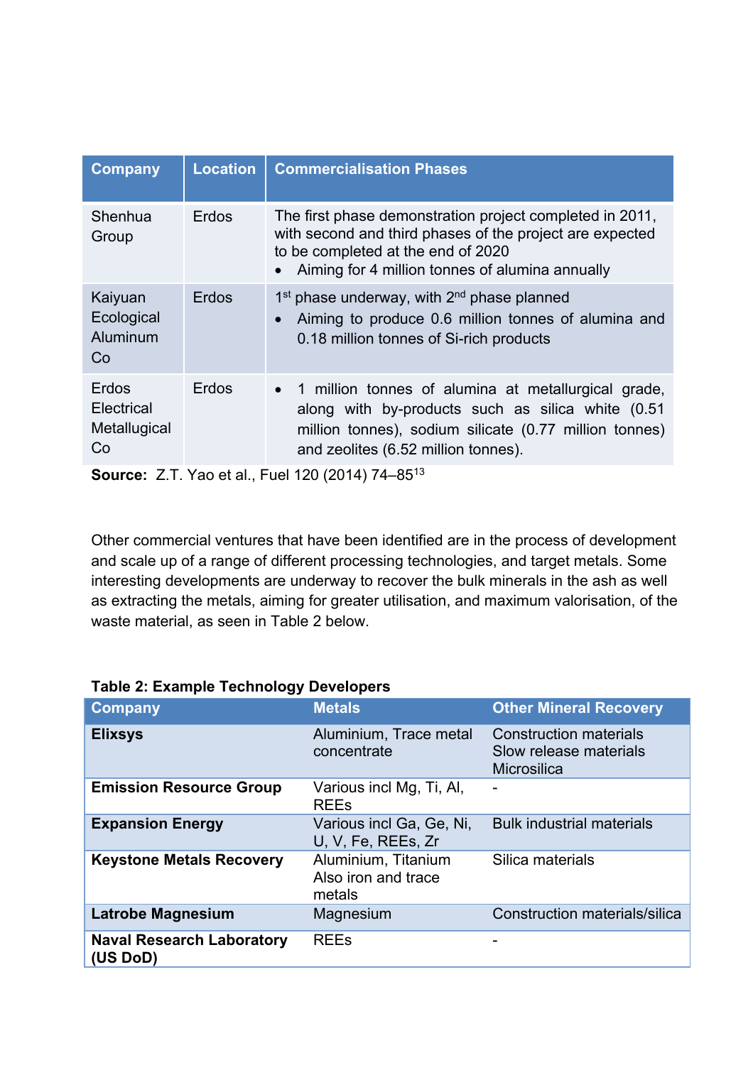| Company | Location | Commercialisation Phases |
|---|---|---|
| Shenhua Group | Erdos | The first phase demonstration project completed in 2011, with second and third phases of the project are expected to be completed at the end of 2020<br>• Aiming for 4 million tonnes of alumina annually |
| Kaiyuan Ecological Aluminum Co | Erdos | 1st phase underway, with 2nd phase planned<br>• Aiming to produce 0.6 million tonnes of alumina and 0.18 million tonnes of Si-rich products |
| Erdos Electrical Metallugical Co | Erdos | • 1 million tonnes of alumina at metallurgical grade, along with by-products such as silica white (0.51 million tonnes), sodium silicate (0.77 million tonnes) and zeolites (6.52 million tonnes). |

**Source:** Z.T. Yao et al., Fuel 120 (2014) 74–85[13]

Other commercial ventures that have been identified are in the process of development and scale up of a range of different processing technologies, and target metals. Some interesting developments are underway to recover the bulk minerals in the ash as well as extracting the metals, aiming for greater utilisation, and maximum valorisation, of the waste material, as seen in Table 2 below.

**Table 2: Example Technology Developers**

| Company | Metals | Other Mineral Recovery |
|---|---|---|
| **Elixsys** | Aluminium, Trace metal concentrate | Construction materials<br>Slow release materials<br>Microsilica |
| **Emission Resource Group** | Various incl Mg, Ti, Al, REEs | - |
| **Expansion Energy** | Various incl Ga, Ge, Ni, U, V, Fe, REEs, Zr | Bulk industrial materials |
| **Keystone Metals Recovery** | Aluminium, Titanium<br>Also iron and trace metals | Silica materials |
| **Latrobe Magnesium** | Magnesium | Construction materials/silica |
| **Naval Research Laboratory (US DoD)** | REEs | - |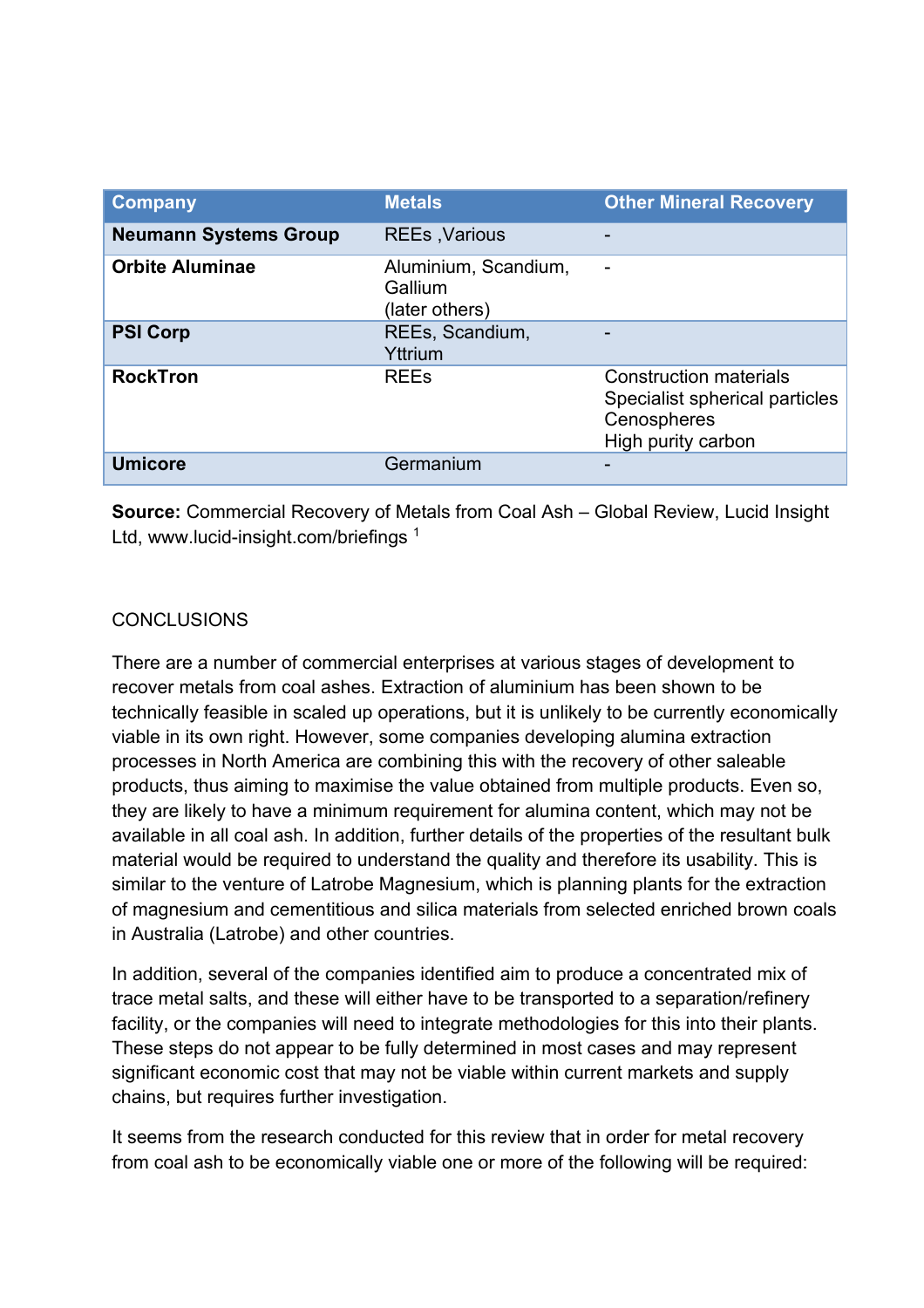| Company | Metals | Other Mineral Recovery |
|---|---|---|
| **Neumann Systems Group** | REEs ,Various | - |
| **Orbite Aluminae** | Aluminium, Scandium, Gallium (later others) | - |
| **PSI Corp** | REEs, Scandium, Yttrium | - |
| **RockTron** | REEs | Construction materials Specialist spherical particles Cenospheres High purity carbon |
| **Umicore** | Germanium | - |

**Source:** Commercial Recovery of Metals from Coal Ash – Global Review, Lucid Insight Ltd, www.lucid-insight.com/briefings [1]

CONCLUSIONS

There are a number of commercial enterprises at various stages of development to recover metals from coal ashes. Extraction of aluminium has been shown to be technically feasible in scaled up operations, but it is unlikely to be currently economically viable in its own right. However, some companies developing alumina extraction processes in North America are combining this with the recovery of other saleable products, thus aiming to maximise the value obtained from multiple products. Even so, they are likely to have a minimum requirement for alumina content, which may not be available in all coal ash. In addition, further details of the properties of the resultant bulk material would be required to understand the quality and therefore its usability. This is similar to the venture of Latrobe Magnesium, which is planning plants for the extraction of magnesium and cementitious and silica materials from selected enriched brown coals in Australia (Latrobe) and other countries.

In addition, several of the companies identified aim to produce a concentrated mix of trace metal salts, and these will either have to be transported to a separation/refinery facility, or the companies will need to integrate methodologies for this into their plants. These steps do not appear to be fully determined in most cases and may represent significant economic cost that may not be viable within current markets and supply chains, but requires further investigation.

It seems from the research conducted for this review that in order for metal recovery from coal ash to be economically viable one or more of the following will be required: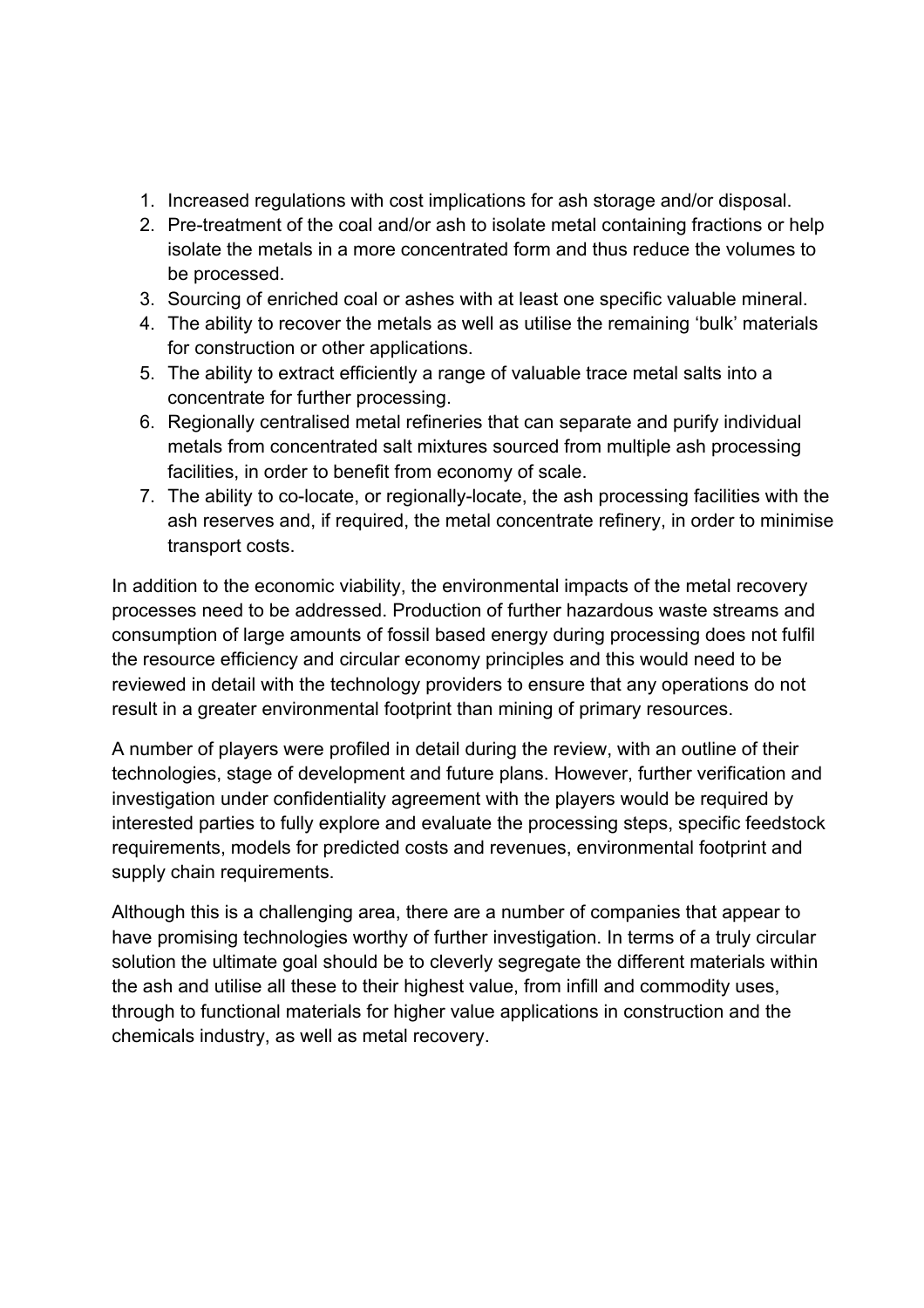1. Increased regulations with cost implications for ash storage and/or disposal.
2. Pre-treatment of the coal and/or ash to isolate metal containing fractions or help isolate the metals in a more concentrated form and thus reduce the volumes to be processed.
3. Sourcing of enriched coal or ashes with at least one specific valuable mineral.
4. The ability to recover the metals as well as utilise the remaining 'bulk' materials for construction or other applications.
5. The ability to extract efficiently a range of valuable trace metal salts into a concentrate for further processing.
6. Regionally centralised metal refineries that can separate and purify individual metals from concentrated salt mixtures sourced from multiple ash processing facilities, in order to benefit from economy of scale.
7. The ability to co-locate, or regionally-locate, the ash processing facilities with the ash reserves and, if required, the metal concentrate refinery, in order to minimise transport costs.

In addition to the economic viability, the environmental impacts of the metal recovery processes need to be addressed. Production of further hazardous waste streams and consumption of large amounts of fossil based energy during processing does not fulfil the resource efficiency and circular economy principles and this would need to be reviewed in detail with the technology providers to ensure that any operations do not result in a greater environmental footprint than mining of primary resources.

A number of players were profiled in detail during the review, with an outline of their technologies, stage of development and future plans. However, further verification and investigation under confidentiality agreement with the players would be required by interested parties to fully explore and evaluate the processing steps, specific feedstock requirements, models for predicted costs and revenues, environmental footprint and supply chain requirements.

Although this is a challenging area, there are a number of companies that appear to have promising technologies worthy of further investigation. In terms of a truly circular solution the ultimate goal should be to cleverly segregate the different materials within the ash and utilise all these to their highest value, from infill and commodity uses, through to functional materials for higher value applications in construction and the chemicals industry, as well as metal recovery.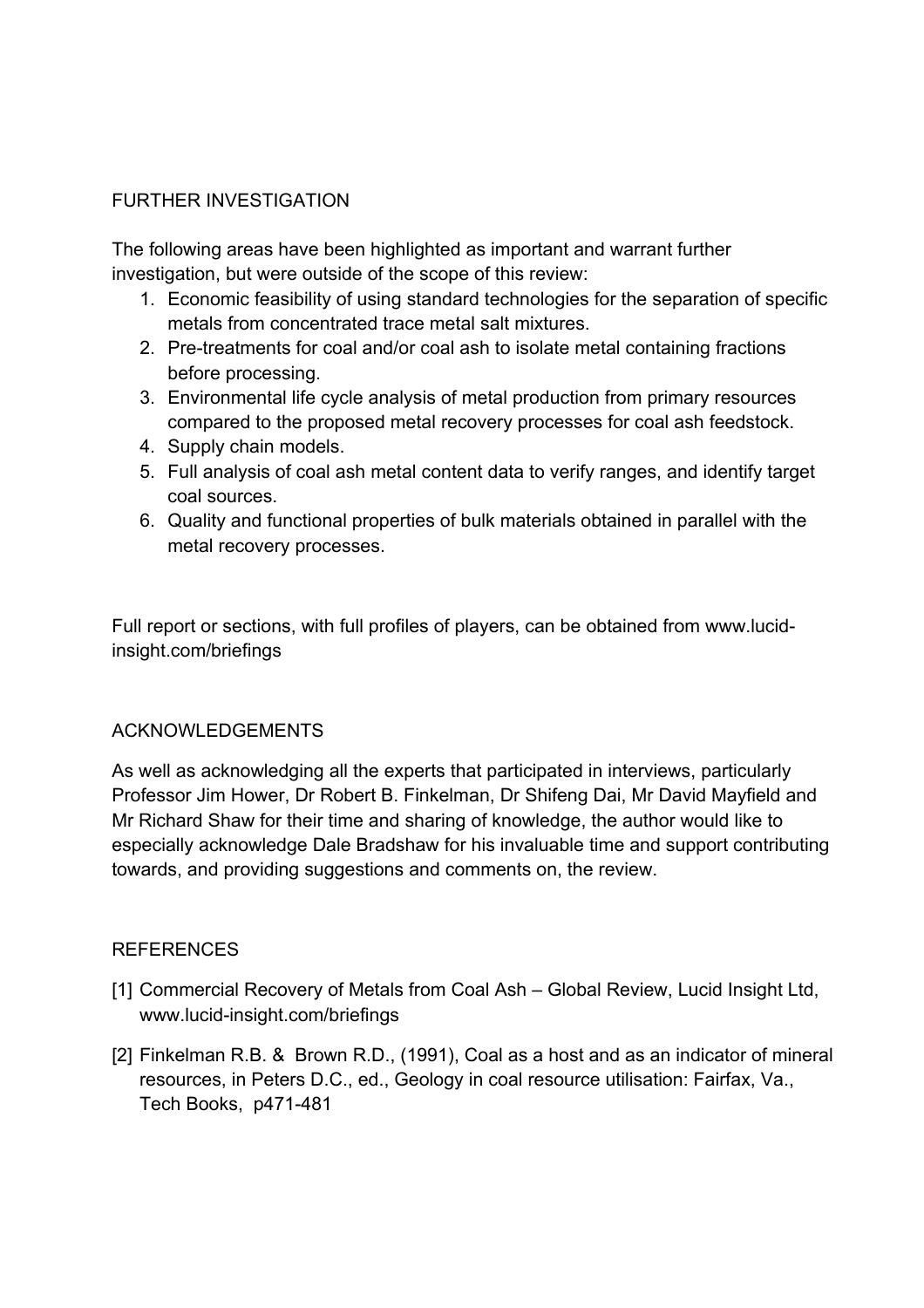## FURTHER INVESTIGATION

The following areas have been highlighted as important and warrant further investigation, but were outside of the scope of this review:

1. Economic feasibility of using standard technologies for the separation of specific metals from concentrated trace metal salt mixtures.
2. Pre-treatments for coal and/or coal ash to isolate metal containing fractions before processing.
3. Environmental life cycle analysis of metal production from primary resources compared to the proposed metal recovery processes for coal ash feedstock.
4. Supply chain models.
5. Full analysis of coal ash metal content data to verify ranges, and identify target coal sources.
6. Quality and functional properties of bulk materials obtained in parallel with the metal recovery processes.

Full report or sections, with full profiles of players, can be obtained from www.lucid-insight.com/briefings

## ACKNOWLEDGEMENTS

As well as acknowledging all the experts that participated in interviews, particularly Professor Jim Hower, Dr Robert B. Finkelman, Dr Shifeng Dai, Mr David Mayfield and Mr Richard Shaw for their time and sharing of knowledge, the author would like to especially acknowledge Dale Bradshaw for his invaluable time and support contributing towards, and providing suggestions and comments on, the review.

## REFERENCES

[1] Commercial Recovery of Metals from Coal Ash – Global Review, Lucid Insight Ltd, www.lucid-insight.com/briefings

[2] Finkelman R.B. & Brown R.D., (1991), Coal as a host and as an indicator of mineral resources, in Peters D.C., ed., Geology in coal resource utilisation: Fairfax, Va., Tech Books, p471-481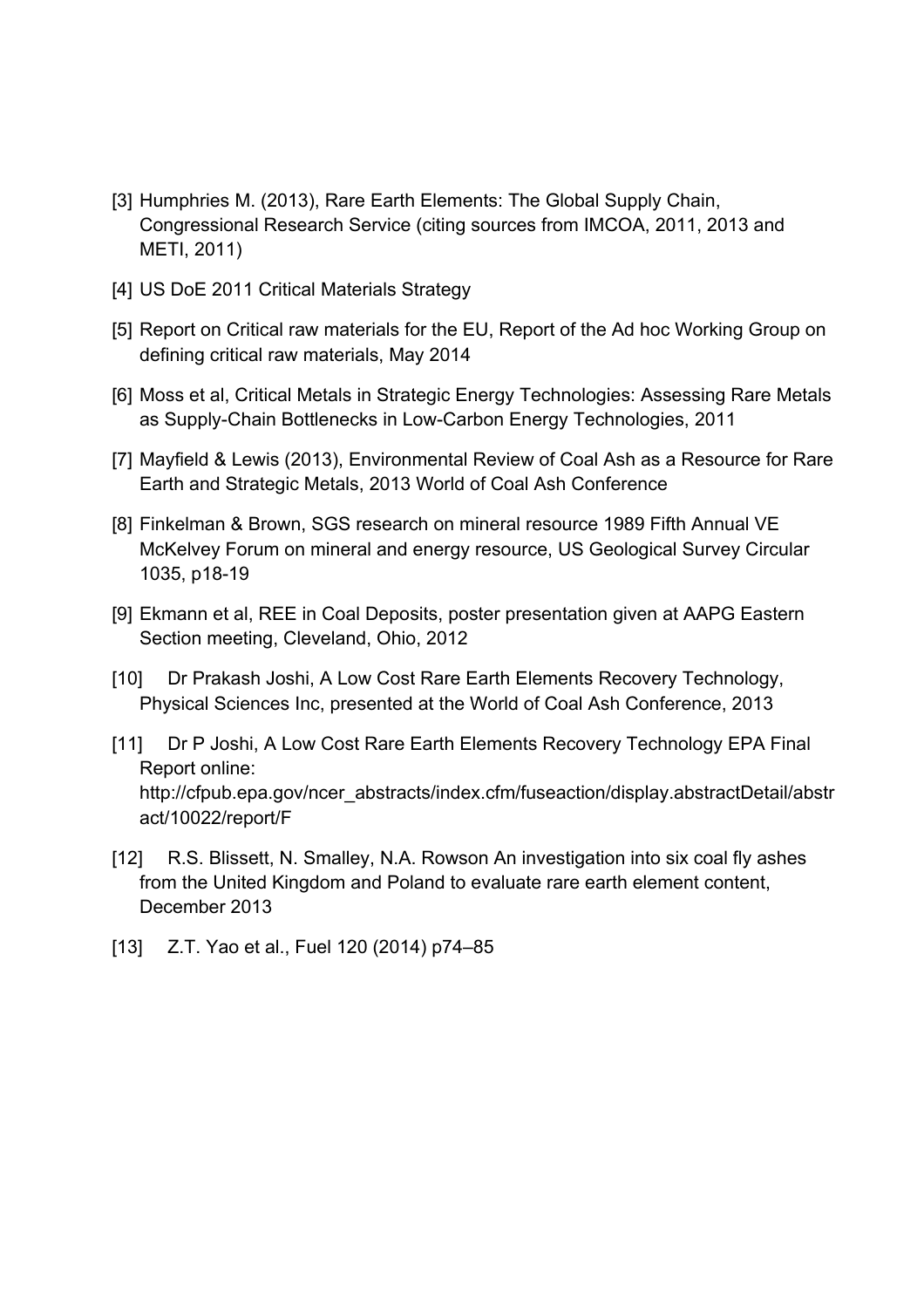[3] Humphries M. (2013), Rare Earth Elements: The Global Supply Chain, Congressional Research Service (citing sources from IMCOA, 2011, 2013 and METI, 2011)

[4] US DoE 2011 Critical Materials Strategy

[5] Report on Critical raw materials for the EU, Report of the Ad hoc Working Group on defining critical raw materials, May 2014

[6] Moss et al, Critical Metals in Strategic Energy Technologies: Assessing Rare Metals as Supply-Chain Bottlenecks in Low-Carbon Energy Technologies, 2011

[7] Mayfield & Lewis (2013), Environmental Review of Coal Ash as a Resource for Rare Earth and Strategic Metals, 2013 World of Coal Ash Conference

[8] Finkelman & Brown, SGS research on mineral resource 1989 Fifth Annual VE McKelvey Forum on mineral and energy resource, US Geological Survey Circular 1035, p18-19

[9] Ekmann et al, REE in Coal Deposits, poster presentation given at AAPG Eastern Section meeting, Cleveland, Ohio, 2012

[10] Dr Prakash Joshi, A Low Cost Rare Earth Elements Recovery Technology, Physical Sciences Inc, presented at the World of Coal Ash Conference, 2013

[11] Dr P Joshi, A Low Cost Rare Earth Elements Recovery Technology EPA Final Report online: http://cfpub.epa.gov/ncer_abstracts/index.cfm/fuseaction/display.abstractDetail/abstract/10022/report/F

[12] R.S. Blissett, N. Smalley, N.A. Rowson An investigation into six coal fly ashes from the United Kingdom and Poland to evaluate rare earth element content, December 2013

[13] Z.T. Yao et al., Fuel 120 (2014) p74–85